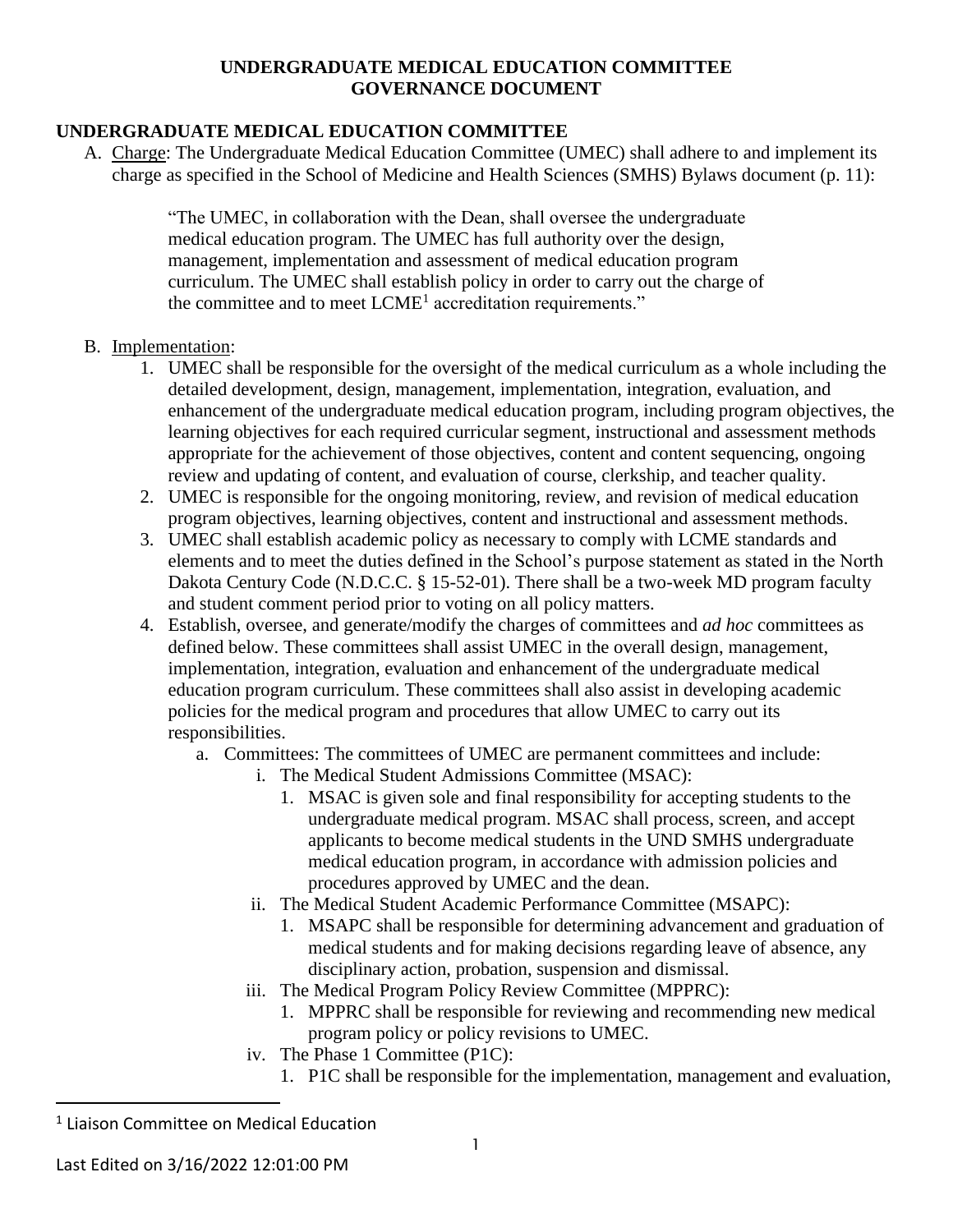# UNDERGRADUATE MEDICAL EDUCATION COMMITTEE GOVERNANCE DOCUMENT

## UNDERGRADUATE MEDICAL EDUCATION COMMITTEE

A. Charge: The Undergraduate Medical Education Committee (UMEC) shall adhere to and implement its charge as specified in the School of Medicine and Health Sciences (SMHS) Bylaws document (p. 11):

> "The UMEC, in collaboration with the Dean, shall oversee the undergraduate medical education program. The UMEC has full authority over the design, management, implementation and assessment of medical education program curriculum. The UMEC shall establish policy in order to carry out the charge of the committee and to meet LCME[1] accreditation requirements."

B. Implementation:

1. UMEC shall be responsible for the oversight of the medical curriculum as a whole including the detailed development, design, management, implementation, integration, evaluation, and enhancement of the undergraduate medical education program, including program objectives, the learning objectives for each required curricular segment, instructional and assessment methods appropriate for the achievement of those objectives, content and content sequencing, ongoing review and updating of content, and evaluation of course, clerkship, and teacher quality.
2. UMEC is responsible for the ongoing monitoring, review, and revision of medical education program objectives, learning objectives, content and instructional and assessment methods.
3. UMEC shall establish academic policy as necessary to comply with LCME standards and elements and to meet the duties defined in the School's purpose statement as stated in the North Dakota Century Code (N.D.C.C. § 15-52-01). There shall be a two-week MD program faculty and student comment period prior to voting on all policy matters.
4. Establish, oversee, and generate/modify the charges of committees and *ad hoc* committees as defined below. These committees shall assist UMEC in the overall design, management, implementation, integration, evaluation and enhancement of the undergraduate medical education program curriculum. These committees shall also assist in developing academic policies for the medical program and procedures that allow UMEC to carry out its responsibilities.
   a. Committees: The committees of UMEC are permanent committees and include:
      i. The Medical Student Admissions Committee (MSAC):
         1. MSAC is given sole and final responsibility for accepting students to the undergraduate medical program. MSAC shall process, screen, and accept applicants to become medical students in the UND SMHS undergraduate medical education program, in accordance with admission policies and procedures approved by UMEC and the dean.
      ii. The Medical Student Academic Performance Committee (MSAPC):
         1. MSAPC shall be responsible for determining advancement and graduation of medical students and for making decisions regarding leave of absence, any disciplinary action, probation, suspension and dismissal.
      iii. The Medical Program Policy Review Committee (MPPRC):
         1. MPPRC shall be responsible for reviewing and recommending new medical program policy or policy revisions to UMEC.
      iv. The Phase 1 Committee (P1C):
         1. P1C shall be responsible for the implementation, management and evaluation,

[1] Liaison Committee on Medical Education

Last Edited on 3/16/2022 12:01:00 PM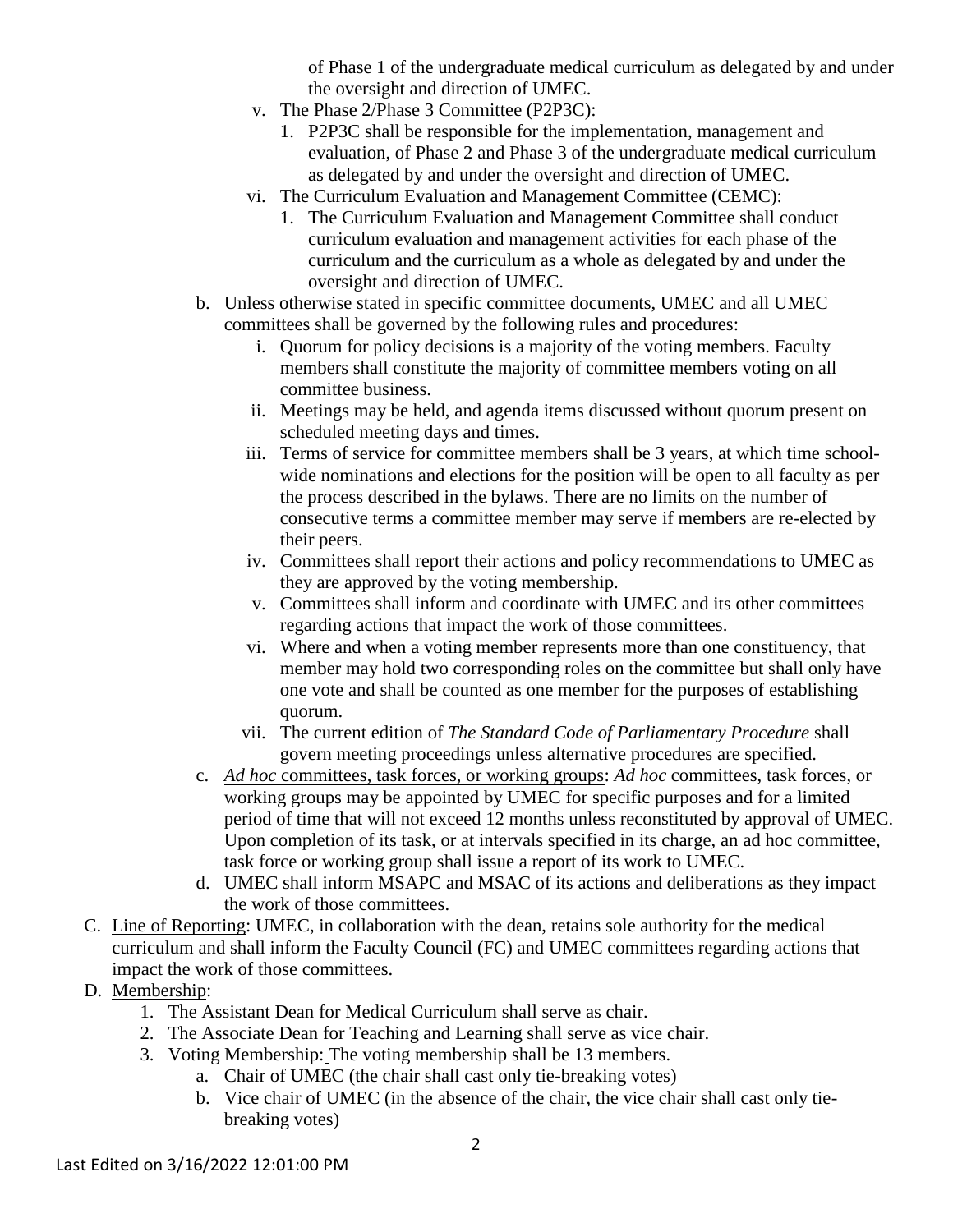of Phase 1 of the undergraduate medical curriculum as delegated by and under the oversight and direction of UMEC.

   v. The Phase 2/Phase 3 Committee (P2P3C):
      1. P2P3C shall be responsible for the implementation, management and evaluation, of Phase 2 and Phase 3 of the undergraduate medical curriculum as delegated by and under the oversight and direction of UMEC.
   vi. The Curriculum Evaluation and Management Committee (CEMC):
      1. The Curriculum Evaluation and Management Committee shall conduct curriculum evaluation and management activities for each phase of the curriculum and the curriculum as a whole as delegated by and under the oversight and direction of UMEC.

b. Unless otherwise stated in specific committee documents, UMEC and all UMEC committees shall be governed by the following rules and procedures:
   i. Quorum for policy decisions is a majority of the voting members. Faculty members shall constitute the majority of committee members voting on all committee business.
   ii. Meetings may be held, and agenda items discussed without quorum present on scheduled meeting days and times.
   iii. Terms of service for committee members shall be 3 years, at which time school-wide nominations and elections for the position will be open to all faculty as per the process described in the bylaws. There are no limits on the number of consecutive terms a committee member may serve if members are re-elected by their peers.
   iv. Committees shall report their actions and policy recommendations to UMEC as they are approved by the voting membership.
   v. Committees shall inform and coordinate with UMEC and its other committees regarding actions that impact the work of those committees.
   vi. Where and when a voting member represents more than one constituency, that member may hold two corresponding roles on the committee but shall only have one vote and shall be counted as one member for the purposes of establishing quorum.
   vii. The current edition of *The Standard Code of Parliamentary Procedure* shall govern meeting proceedings unless alternative procedures are specified.

c. *Ad hoc* committees, task forces, or working groups: *Ad hoc* committees, task forces, or working groups may be appointed by UMEC for specific purposes and for a limited period of time that will not exceed 12 months unless reconstituted by approval of UMEC. Upon completion of its task, or at intervals specified in its charge, an ad hoc committee, task force or working group shall issue a report of its work to UMEC.

d. UMEC shall inform MSAPC and MSAC of its actions and deliberations as they impact the work of those committees.

C. Line of Reporting: UMEC, in collaboration with the dean, retains sole authority for the medical curriculum and shall inform the Faculty Council (FC) and UMEC committees regarding actions that impact the work of those committees.

D. Membership:
   1. The Assistant Dean for Medical Curriculum shall serve as chair.
   2. The Associate Dean for Teaching and Learning shall serve as vice chair.
   3. Voting Membership: The voting membership shall be 13 members.
      a. Chair of UMEC (the chair shall cast only tie-breaking votes)
      b. Vice chair of UMEC (in the absence of the chair, the vice chair shall cast only tie-breaking votes)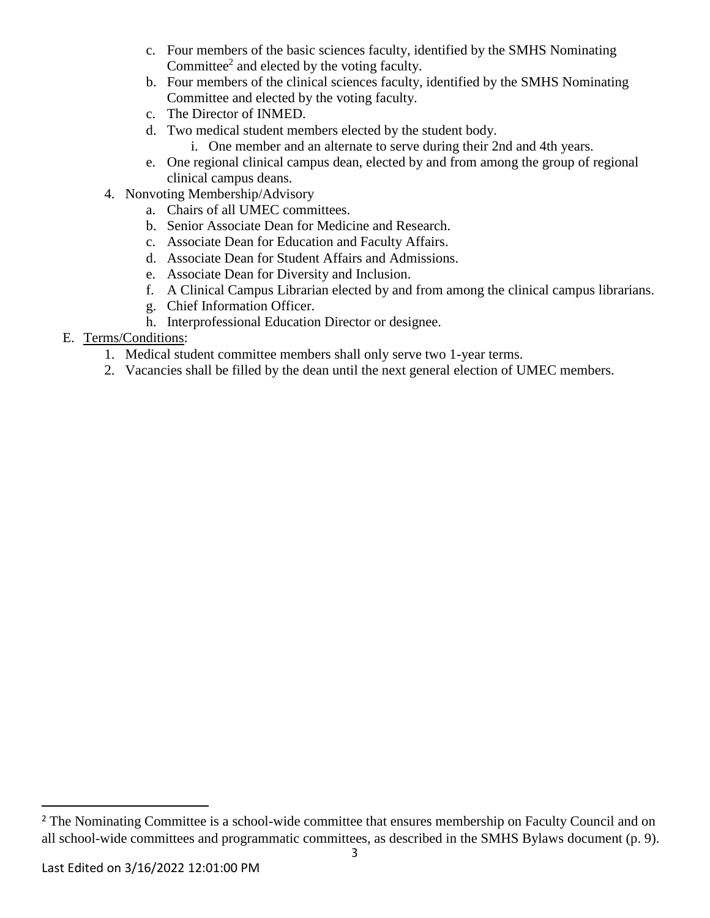c. Four members of the basic sciences faculty, identified by the SMHS Nominating Committee[2] and elected by the voting faculty.
   b. Four members of the clinical sciences faculty, identified by the SMHS Nominating Committee and elected by the voting faculty.
   c. The Director of INMED.
   d. Two medical student members elected by the student body.
      i. One member and an alternate to serve during their 2nd and 4th years.
   e. One regional clinical campus dean, elected by and from among the group of regional clinical campus deans.
4. Nonvoting Membership/Advisory
   a. Chairs of all UMEC committees.
   b. Senior Associate Dean for Medicine and Research.
   c. Associate Dean for Education and Faculty Affairs.
   d. Associate Dean for Student Affairs and Admissions.
   e. Associate Dean for Diversity and Inclusion.
   f. A Clinical Campus Librarian elected by and from among the clinical campus librarians.
   g. Chief Information Officer.
   h. Interprofessional Education Director or designee.

E. <u>Terms/Conditions</u>:
   1. Medical student committee members shall only serve two 1-year terms.
   2. Vacancies shall be filled by the dean until the next general election of UMEC members.

---

[2] The Nominating Committee is a school-wide committee that ensures membership on Faculty Council and on all school-wide committees and programmatic committees, as described in the SMHS Bylaws document (p. 9).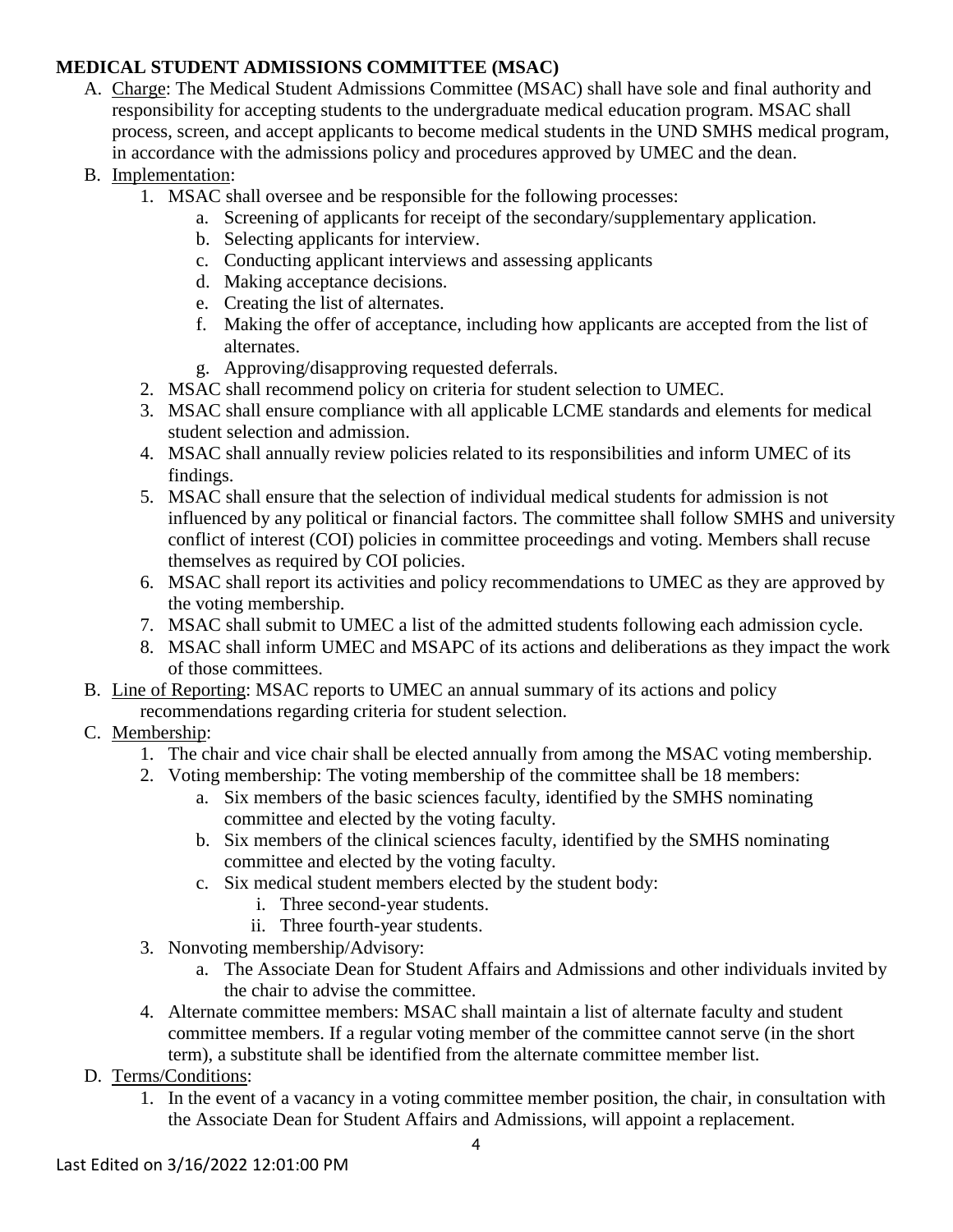**MEDICAL STUDENT ADMISSIONS COMMITTEE (MSAC)**

A. Charge: The Medical Student Admissions Committee (MSAC) shall have sole and final authority and responsibility for accepting students to the undergraduate medical education program. MSAC shall process, screen, and accept applicants to become medical students in the UND SMHS medical program, in accordance with the admissions policy and procedures approved by UMEC and the dean.

B. Implementation:
   1. MSAC shall oversee and be responsible for the following processes:
      a. Screening of applicants for receipt of the secondary/supplementary application.
      b. Selecting applicants for interview.
      c. Conducting applicant interviews and assessing applicants
      d. Making acceptance decisions.
      e. Creating the list of alternates.
      f. Making the offer of acceptance, including how applicants are accepted from the list of alternates.
      g. Approving/disapproving requested deferrals.
   2. MSAC shall recommend policy on criteria for student selection to UMEC.
   3. MSAC shall ensure compliance with all applicable LCME standards and elements for medical student selection and admission.
   4. MSAC shall annually review policies related to its responsibilities and inform UMEC of its findings.
   5. MSAC shall ensure that the selection of individual medical students for admission is not influenced by any political or financial factors. The committee shall follow SMHS and university conflict of interest (COI) policies in committee proceedings and voting. Members shall recuse themselves as required by COI policies.
   6. MSAC shall report its activities and policy recommendations to UMEC as they are approved by the voting membership.
   7. MSAC shall submit to UMEC a list of the admitted students following each admission cycle.
   8. MSAC shall inform UMEC and MSAPC of its actions and deliberations as they impact the work of those committees.

B. Line of Reporting: MSAC reports to UMEC an annual summary of its actions and policy recommendations regarding criteria for student selection.

C. Membership:
   1. The chair and vice chair shall be elected annually from among the MSAC voting membership.
   2. Voting membership: The voting membership of the committee shall be 18 members:
      a. Six members of the basic sciences faculty, identified by the SMHS nominating committee and elected by the voting faculty.
      b. Six members of the clinical sciences faculty, identified by the SMHS nominating committee and elected by the voting faculty.
      c. Six medical student members elected by the student body:
         i. Three second-year students.
         ii. Three fourth-year students.
   3. Nonvoting membership/Advisory:
      a. The Associate Dean for Student Affairs and Admissions and other individuals invited by the chair to advise the committee.
   4. Alternate committee members: MSAC shall maintain a list of alternate faculty and student committee members. If a regular voting member of the committee cannot serve (in the short term), a substitute shall be identified from the alternate committee member list.

D. Terms/Conditions:
   1. In the event of a vacancy in a voting committee member position, the chair, in consultation with the Associate Dean for Student Affairs and Admissions, will appoint a replacement.

Last Edited on 3/16/2022 12:01:00 PM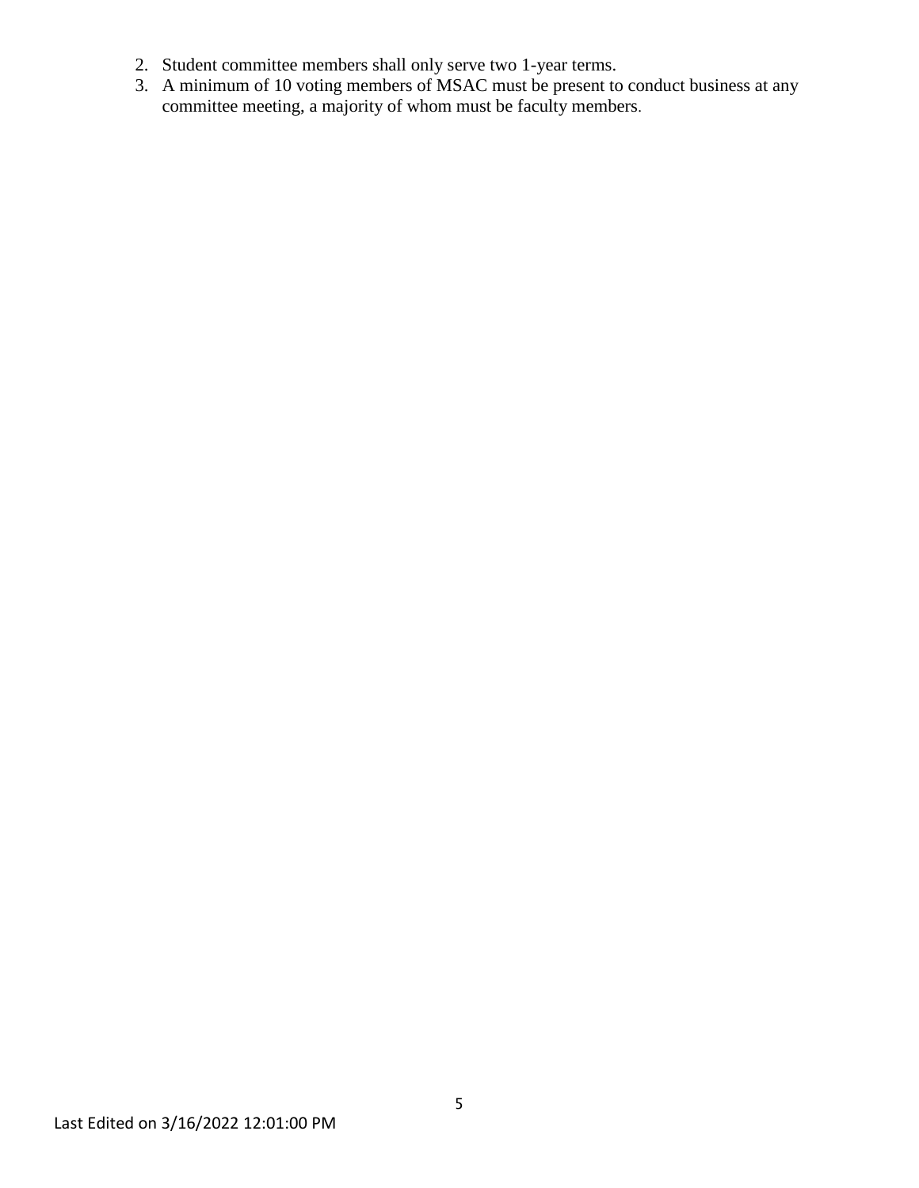2. Student committee members shall only serve two 1-year terms.
3. A minimum of 10 voting members of MSAC must be present to conduct business at any committee meeting, a majority of whom must be faculty members.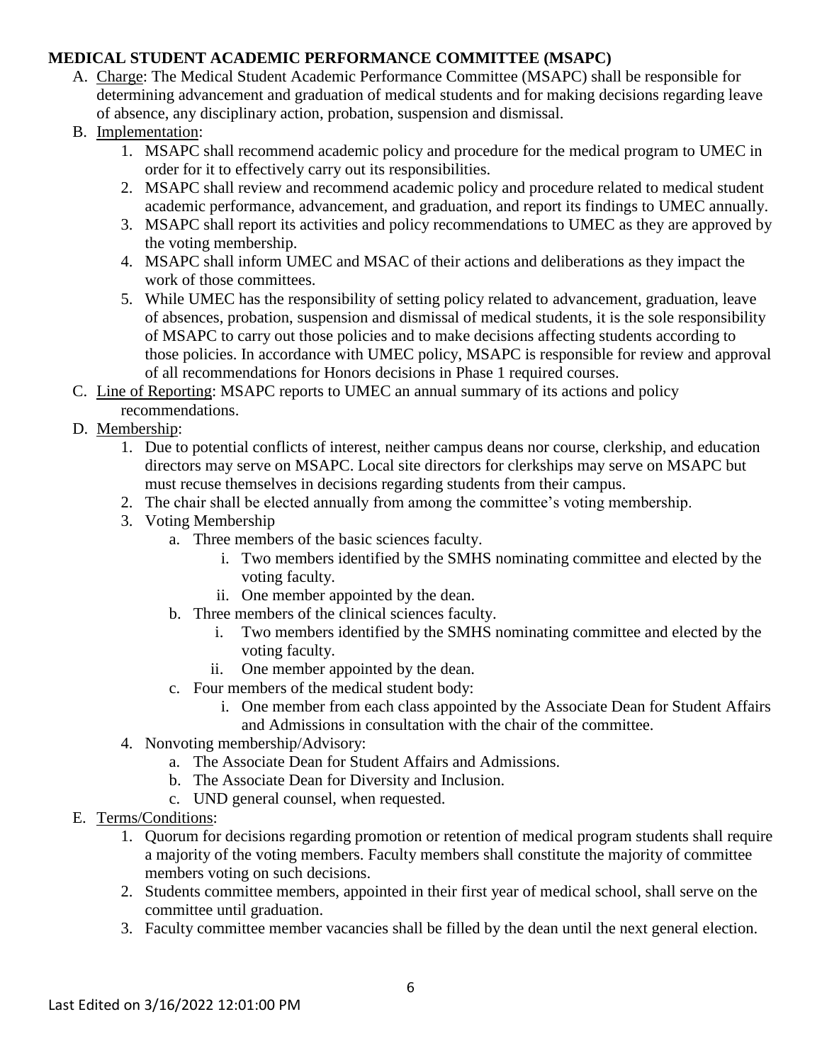**MEDICAL STUDENT ACADEMIC PERFORMANCE COMMITTEE (MSAPC)**

A. Charge: The Medical Student Academic Performance Committee (MSAPC) shall be responsible for determining advancement and graduation of medical students and for making decisions regarding leave of absence, any disciplinary action, probation, suspension and dismissal.

B. Implementation:
   1. MSAPC shall recommend academic policy and procedure for the medical program to UMEC in order for it to effectively carry out its responsibilities.
   2. MSAPC shall review and recommend academic policy and procedure related to medical student academic performance, advancement, and graduation, and report its findings to UMEC annually.
   3. MSAPC shall report its activities and policy recommendations to UMEC as they are approved by the voting membership.
   4. MSAPC shall inform UMEC and MSAC of their actions and deliberations as they impact the work of those committees.
   5. While UMEC has the responsibility of setting policy related to advancement, graduation, leave of absences, probation, suspension and dismissal of medical students, it is the sole responsibility of MSAPC to carry out those policies and to make decisions affecting students according to those policies. In accordance with UMEC policy, MSAPC is responsible for review and approval of all recommendations for Honors decisions in Phase 1 required courses.

C. Line of Reporting: MSAPC reports to UMEC an annual summary of its actions and policy recommendations.

D. Membership:
   1. Due to potential conflicts of interest, neither campus deans nor course, clerkship, and education directors may serve on MSAPC. Local site directors for clerkships may serve on MSAPC but must recuse themselves in decisions regarding students from their campus.
   2. The chair shall be elected annually from among the committee's voting membership.
   3. Voting Membership
      a. Three members of the basic sciences faculty.
         i. Two members identified by the SMHS nominating committee and elected by the voting faculty.
         ii. One member appointed by the dean.
      b. Three members of the clinical sciences faculty.
         i. Two members identified by the SMHS nominating committee and elected by the voting faculty.
         ii. One member appointed by the dean.
      c. Four members of the medical student body:
         i. One member from each class appointed by the Associate Dean for Student Affairs and Admissions in consultation with the chair of the committee.
   4. Nonvoting membership/Advisory:
      a. The Associate Dean for Student Affairs and Admissions.
      b. The Associate Dean for Diversity and Inclusion.
      c. UND general counsel, when requested.

E. Terms/Conditions:
   1. Quorum for decisions regarding promotion or retention of medical program students shall require a majority of the voting members. Faculty members shall constitute the majority of committee members voting on such decisions.
   2. Students committee members, appointed in their first year of medical school, shall serve on the committee until graduation.
   3. Faculty committee member vacancies shall be filled by the dean until the next general election.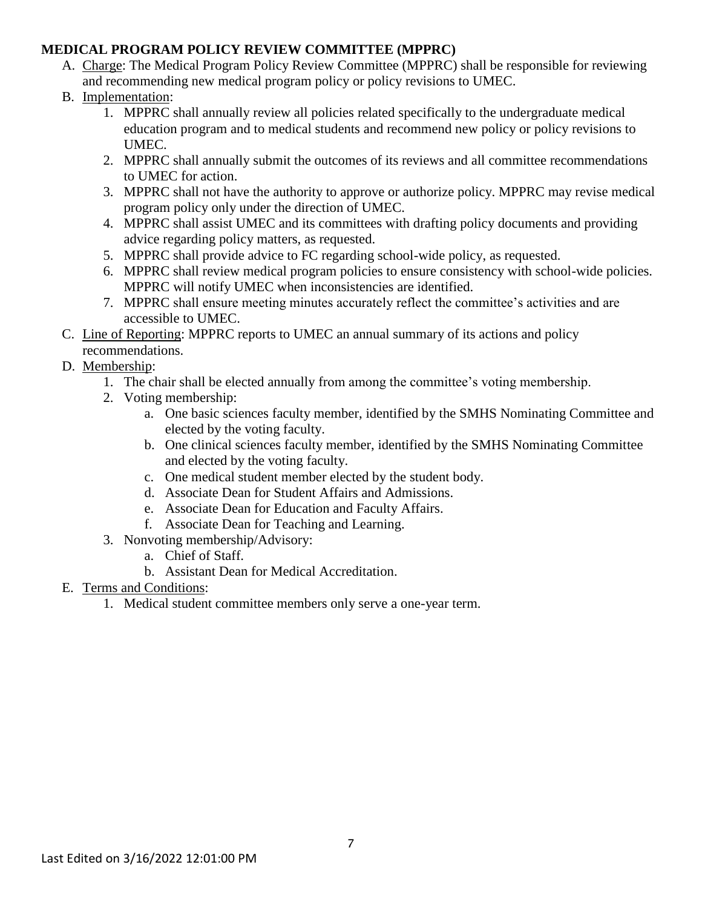## MEDICAL PROGRAM POLICY REVIEW COMMITTEE (MPPRC)

A. Charge: The Medical Program Policy Review Committee (MPPRC) shall be responsible for reviewing and recommending new medical program policy or policy revisions to UMEC.

B. Implementation:
   1. MPPRC shall annually review all policies related specifically to the undergraduate medical education program and to medical students and recommend new policy or policy revisions to UMEC.
   2. MPPRC shall annually submit the outcomes of its reviews and all committee recommendations to UMEC for action.
   3. MPPRC shall not have the authority to approve or authorize policy. MPPRC may revise medical program policy only under the direction of UMEC.
   4. MPPRC shall assist UMEC and its committees with drafting policy documents and providing advice regarding policy matters, as requested.
   5. MPPRC shall provide advice to FC regarding school-wide policy, as requested.
   6. MPPRC shall review medical program policies to ensure consistency with school-wide policies. MPPRC will notify UMEC when inconsistencies are identified.
   7. MPPRC shall ensure meeting minutes accurately reflect the committee's activities and are accessible to UMEC.

C. Line of Reporting: MPPRC reports to UMEC an annual summary of its actions and policy recommendations.

D. Membership:
   1. The chair shall be elected annually from among the committee's voting membership.
   2. Voting membership:
      a. One basic sciences faculty member, identified by the SMHS Nominating Committee and elected by the voting faculty.
      b. One clinical sciences faculty member, identified by the SMHS Nominating Committee and elected by the voting faculty.
      c. One medical student member elected by the student body.
      d. Associate Dean for Student Affairs and Admissions.
      e. Associate Dean for Education and Faculty Affairs.
      f. Associate Dean for Teaching and Learning.
   3. Nonvoting membership/Advisory:
      a. Chief of Staff.
      b. Assistant Dean for Medical Accreditation.

E. Terms and Conditions:
   1. Medical student committee members only serve a one-year term.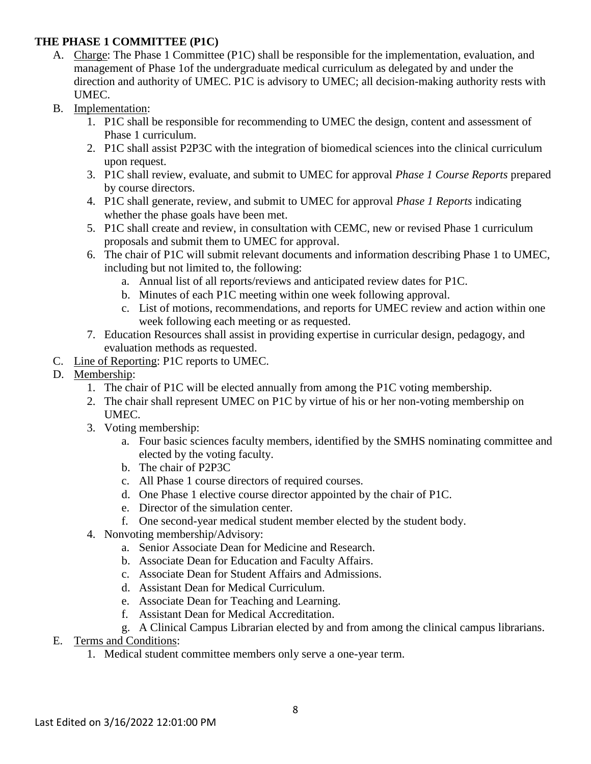**THE PHASE 1 COMMITTEE (P1C)**

A. Charge: The Phase 1 Committee (P1C) shall be responsible for the implementation, evaluation, and management of Phase 1of the undergraduate medical curriculum as delegated by and under the direction and authority of UMEC. P1C is advisory to UMEC; all decision-making authority rests with UMEC.

B. Implementation:
   1. P1C shall be responsible for recommending to UMEC the design, content and assessment of Phase 1 curriculum.
   2. P1C shall assist P2P3C with the integration of biomedical sciences into the clinical curriculum upon request.
   3. P1C shall review, evaluate, and submit to UMEC for approval *Phase 1 Course Reports* prepared by course directors.
   4. P1C shall generate, review, and submit to UMEC for approval *Phase 1 Reports* indicating whether the phase goals have been met.
   5. P1C shall create and review, in consultation with CEMC, new or revised Phase 1 curriculum proposals and submit them to UMEC for approval.
   6. The chair of P1C will submit relevant documents and information describing Phase 1 to UMEC, including but not limited to, the following:
      a. Annual list of all reports/reviews and anticipated review dates for P1C.
      b. Minutes of each P1C meeting within one week following approval.
      c. List of motions, recommendations, and reports for UMEC review and action within one week following each meeting or as requested.
   7. Education Resources shall assist in providing expertise in curricular design, pedagogy, and evaluation methods as requested.

C. Line of Reporting: P1C reports to UMEC.

D. Membership:
   1. The chair of P1C will be elected annually from among the P1C voting membership.
   2. The chair shall represent UMEC on P1C by virtue of his or her non-voting membership on UMEC.
   3. Voting membership:
      a. Four basic sciences faculty members, identified by the SMHS nominating committee and elected by the voting faculty.
      b. The chair of P2P3C
      c. All Phase 1 course directors of required courses.
      d. One Phase 1 elective course director appointed by the chair of P1C.
      e. Director of the simulation center.
      f. One second-year medical student member elected by the student body.
   4. Nonvoting membership/Advisory:
      a. Senior Associate Dean for Medicine and Research.
      b. Associate Dean for Education and Faculty Affairs.
      c. Associate Dean for Student Affairs and Admissions.
      d. Assistant Dean for Medical Curriculum.
      e. Associate Dean for Teaching and Learning.
      f. Assistant Dean for Medical Accreditation.
      g. A Clinical Campus Librarian elected by and from among the clinical campus librarians.

E. Terms and Conditions:
   1. Medical student committee members only serve a one-year term.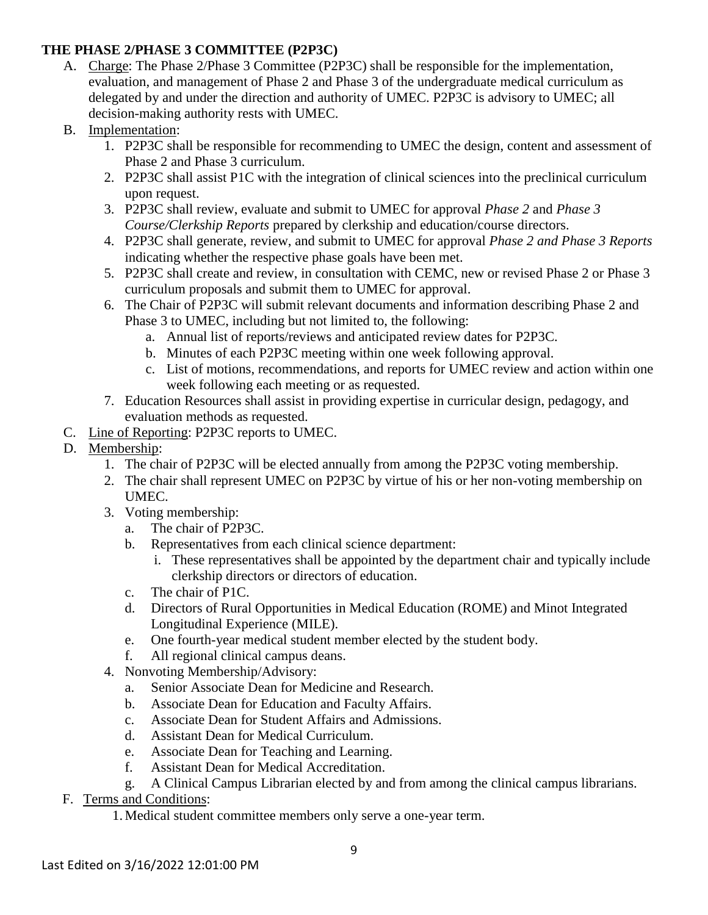**THE PHASE 2/PHASE 3 COMMITTEE (P2P3C)**

A. Charge: The Phase 2/Phase 3 Committee (P2P3C) shall be responsible for the implementation, evaluation, and management of Phase 2 and Phase 3 of the undergraduate medical curriculum as delegated by and under the direction and authority of UMEC. P2P3C is advisory to UMEC; all decision-making authority rests with UMEC.

B. Implementation:
   1. P2P3C shall be responsible for recommending to UMEC the design, content and assessment of Phase 2 and Phase 3 curriculum.
   2. P2P3C shall assist P1C with the integration of clinical sciences into the preclinical curriculum upon request.
   3. P2P3C shall review, evaluate and submit to UMEC for approval *Phase 2* and *Phase 3 Course/Clerkship Reports* prepared by clerkship and education/course directors.
   4. P2P3C shall generate, review, and submit to UMEC for approval *Phase 2 and Phase 3 Reports* indicating whether the respective phase goals have been met.
   5. P2P3C shall create and review, in consultation with CEMC, new or revised Phase 2 or Phase 3 curriculum proposals and submit them to UMEC for approval.
   6. The Chair of P2P3C will submit relevant documents and information describing Phase 2 and Phase 3 to UMEC, including but not limited to, the following:
      a. Annual list of reports/reviews and anticipated review dates for P2P3C.
      b. Minutes of each P2P3C meeting within one week following approval.
      c. List of motions, recommendations, and reports for UMEC review and action within one week following each meeting or as requested.
   7. Education Resources shall assist in providing expertise in curricular design, pedagogy, and evaluation methods as requested.

C. Line of Reporting: P2P3C reports to UMEC.

D. Membership:
   1. The chair of P2P3C will be elected annually from among the P2P3C voting membership.
   2. The chair shall represent UMEC on P2P3C by virtue of his or her non-voting membership on UMEC.
   3. Voting membership:
      a. The chair of P2P3C.
      b. Representatives from each clinical science department:
         i. These representatives shall be appointed by the department chair and typically include clerkship directors or directors of education.
      c. The chair of P1C.
      d. Directors of Rural Opportunities in Medical Education (ROME) and Minot Integrated Longitudinal Experience (MILE).
      e. One fourth-year medical student member elected by the student body.
      f. All regional clinical campus deans.
   4. Nonvoting Membership/Advisory:
      a. Senior Associate Dean for Medicine and Research.
      b. Associate Dean for Education and Faculty Affairs.
      c. Associate Dean for Student Affairs and Admissions.
      d. Assistant Dean for Medical Curriculum.
      e. Associate Dean for Teaching and Learning.
      f. Assistant Dean for Medical Accreditation.
      g. A Clinical Campus Librarian elected by and from among the clinical campus librarians.

F. Terms and Conditions:
   1. Medical student committee members only serve a one-year term.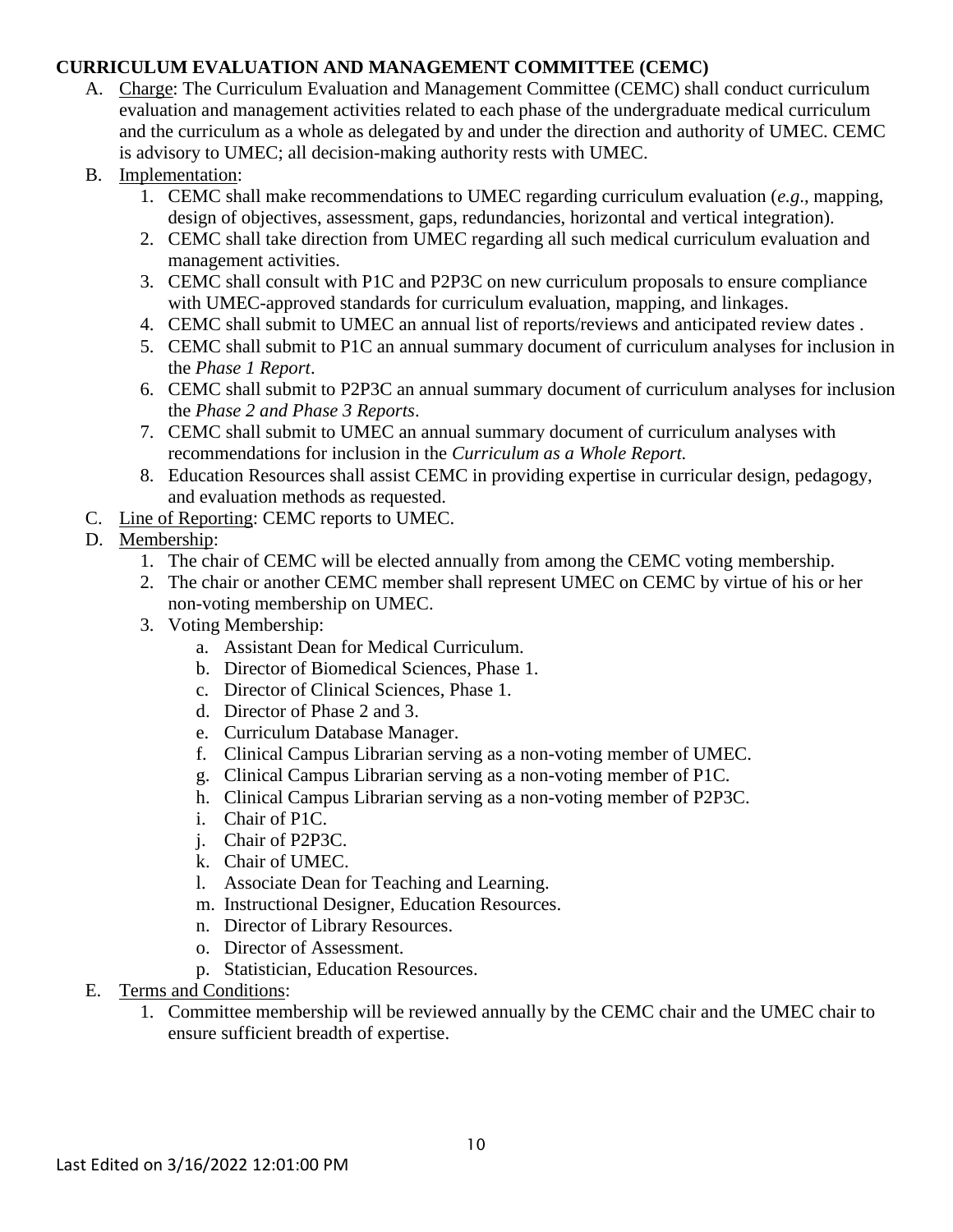**CURRICULUM EVALUATION AND MANAGEMENT COMMITTEE (CEMC)**

A. Charge: The Curriculum Evaluation and Management Committee (CEMC) shall conduct curriculum evaluation and management activities related to each phase of the undergraduate medical curriculum and the curriculum as a whole as delegated by and under the direction and authority of UMEC. CEMC is advisory to UMEC; all decision-making authority rests with UMEC.

B. Implementation:
   1. CEMC shall make recommendations to UMEC regarding curriculum evaluation (*e.g.*, mapping, design of objectives, assessment, gaps, redundancies, horizontal and vertical integration).
   2. CEMC shall take direction from UMEC regarding all such medical curriculum evaluation and management activities.
   3. CEMC shall consult with P1C and P2P3C on new curriculum proposals to ensure compliance with UMEC-approved standards for curriculum evaluation, mapping, and linkages.
   4. CEMC shall submit to UMEC an annual list of reports/reviews and anticipated review dates .
   5. CEMC shall submit to P1C an annual summary document of curriculum analyses for inclusion in the *Phase 1 Report*.
   6. CEMC shall submit to P2P3C an annual summary document of curriculum analyses for inclusion the *Phase 2 and Phase 3 Reports*.
   7. CEMC shall submit to UMEC an annual summary document of curriculum analyses with recommendations for inclusion in the *Curriculum as a Whole Report.*
   8. Education Resources shall assist CEMC in providing expertise in curricular design, pedagogy, and evaluation methods as requested.

C. Line of Reporting: CEMC reports to UMEC.

D. Membership:
   1. The chair of CEMC will be elected annually from among the CEMC voting membership.
   2. The chair or another CEMC member shall represent UMEC on CEMC by virtue of his or her non-voting membership on UMEC.
   3. Voting Membership:
      a. Assistant Dean for Medical Curriculum.
      b. Director of Biomedical Sciences, Phase 1.
      c. Director of Clinical Sciences, Phase 1.
      d. Director of Phase 2 and 3.
      e. Curriculum Database Manager.
      f. Clinical Campus Librarian serving as a non-voting member of UMEC.
      g. Clinical Campus Librarian serving as a non-voting member of P1C.
      h. Clinical Campus Librarian serving as a non-voting member of P2P3C.
      i. Chair of P1C.
      j. Chair of P2P3C.
      k. Chair of UMEC.
      l. Associate Dean for Teaching and Learning.
      m. Instructional Designer, Education Resources.
      n. Director of Library Resources.
      o. Director of Assessment.
      p. Statistician, Education Resources.

E. Terms and Conditions:
   1. Committee membership will be reviewed annually by the CEMC chair and the UMEC chair to ensure sufficient breadth of expertise.

Last Edited on 3/16/2022 12:01:00 PM